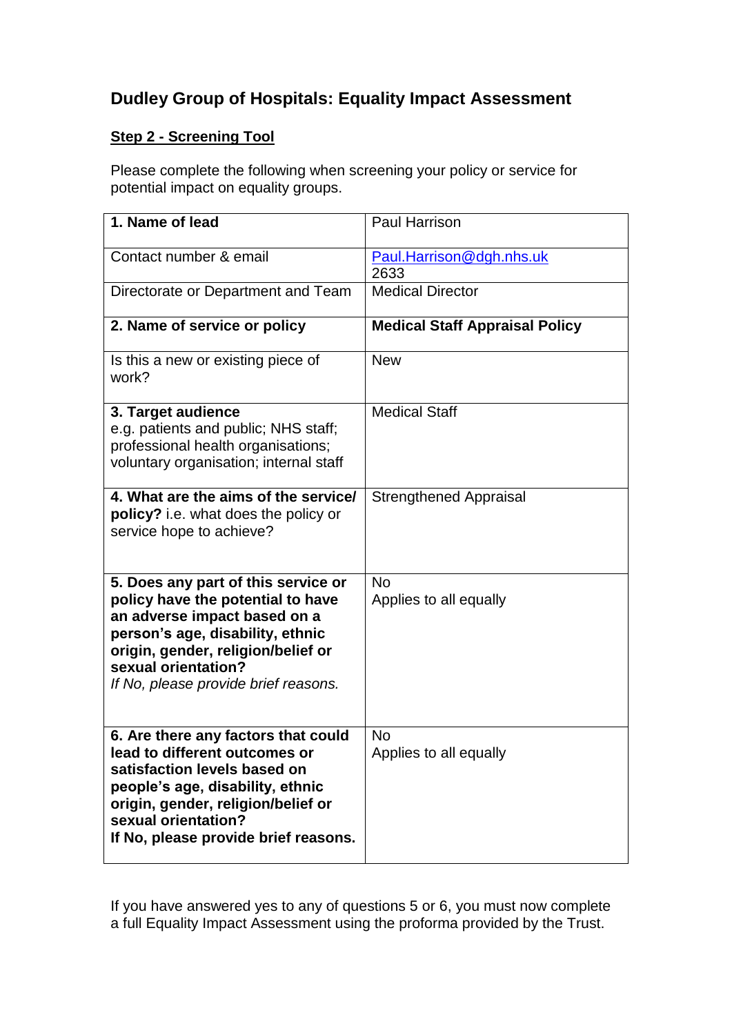# Dudley Group of Hospitals: Equality Impact Assessment

## Step 2 - Screening Tool

Please complete the following when screening your policy or service for potential impact on equality groups.

| | |
|---|---|
| **1. Name of lead** | Paul Harrison |
| Contact number & email | Paul.Harrison@dgh.nhs.uk<br>2633 |
| Directorate or Department and Team | Medical Director |
| **2. Name of service or policy** | **Medical Staff Appraisal Policy** |
| Is this a new or existing piece of work? | New |
| **3. Target audience**<br>e.g. patients and public; NHS staff; professional health organisations; voluntary organisation; internal staff | Medical Staff |
| **4. What are the aims of the service/ policy?** i.e. what does the policy or service hope to achieve? | Strengthened Appraisal |
| **5. Does any part of this service or policy have the potential to have an adverse impact based on a person's age, disability, ethnic origin, gender, religion/belief or sexual orientation?**<br>*If No, please provide brief reasons.* | No<br>Applies to all equally |
| **6. Are there any factors that could lead to different outcomes or satisfaction levels based on people's age, disability, ethnic origin, gender, religion/belief or sexual orientation?**<br>**If No, please provide brief reasons.** | No<br>Applies to all equally |

If you have answered yes to any of questions 5 or 6, you must now complete a full Equality Impact Assessment using the proforma provided by the Trust.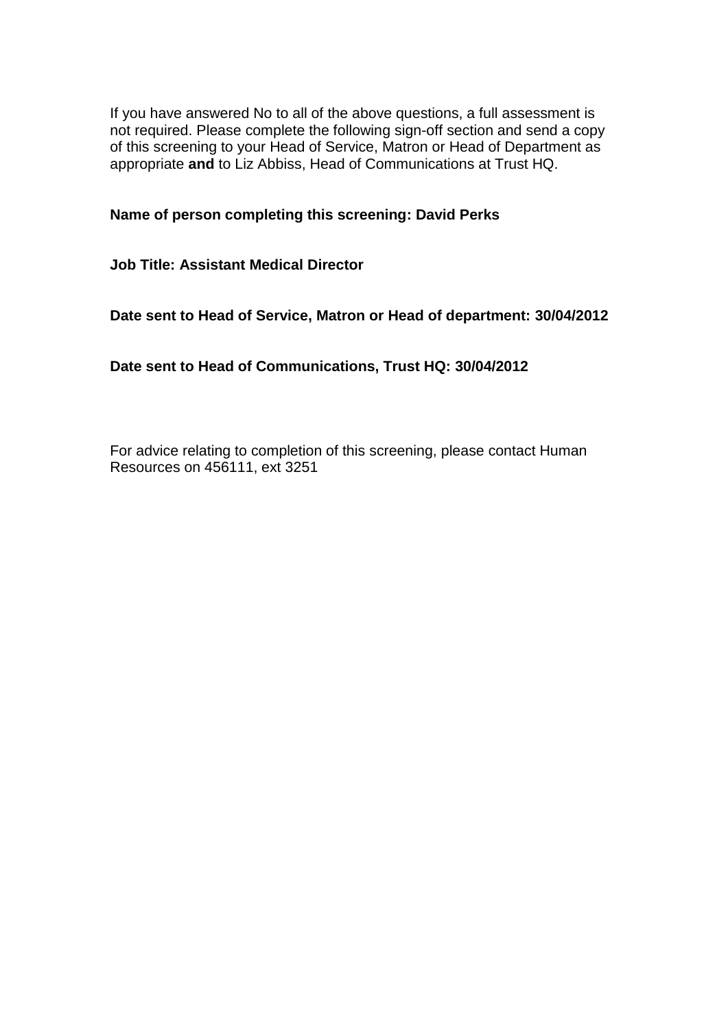If you have answered No to all of the above questions, a full assessment is not required. Please complete the following sign-off section and send a copy of this screening to your Head of Service, Matron or Head of Department as appropriate **and** to Liz Abbiss, Head of Communications at Trust HQ.

**Name of person completing this screening: David Perks**

**Job Title: Assistant Medical Director**

**Date sent to Head of Service, Matron or Head of department: 30/04/2012**

**Date sent to Head of Communications, Trust HQ: 30/04/2012**

For advice relating to completion of this screening, please contact Human Resources on 456111, ext 3251